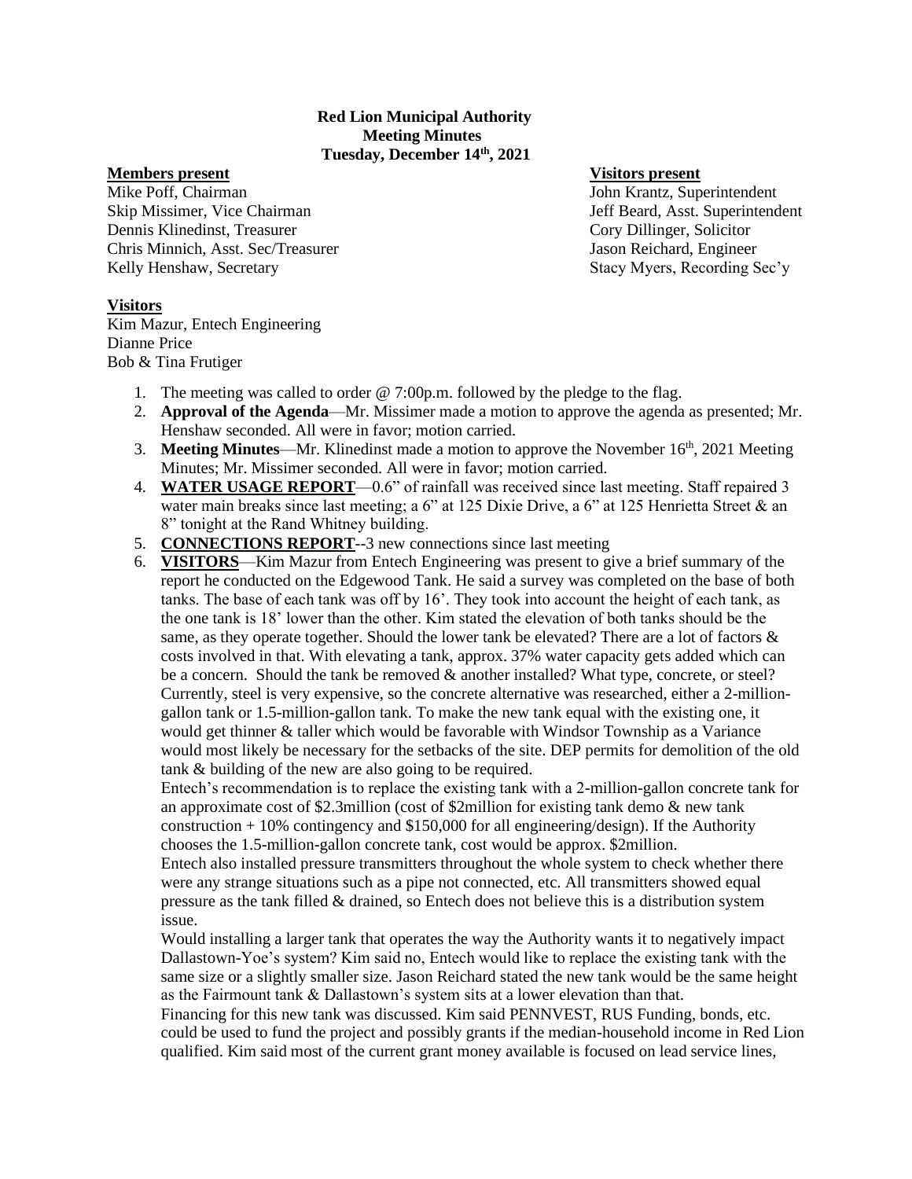**Red Lion Municipal Authority**
**Meeting Minutes**
**Tuesday, December 14th, 2021**

**Members present**
Mike Poff, Chairman
Skip Missimer, Vice Chairman
Dennis Klinedinst, Treasurer
Chris Minnich, Asst. Sec/Treasurer
Kelly Henshaw, Secretary

**Visitors present**
John Krantz, Superintendent
Jeff Beard, Asst. Superintendent
Cory Dillinger, Solicitor
Jason Reichard, Engineer
Stacy Myers, Recording Sec'y

**Visitors**
Kim Mazur, Entech Engineering
Dianne Price
Bob & Tina Frutiger

1. The meeting was called to order @ 7:00p.m. followed by the pledge to the flag.
2. **Approval of the Agenda**—Mr. Missimer made a motion to approve the agenda as presented; Mr. Henshaw seconded. All were in favor; motion carried.
3. **Meeting Minutes**—Mr. Klinedinst made a motion to approve the November 16th, 2021 Meeting Minutes; Mr. Missimer seconded. All were in favor; motion carried.
4. **WATER USAGE REPORT**—0.6" of rainfall was received since last meeting. Staff repaired 3 water main breaks since last meeting; a 6" at 125 Dixie Drive, a 6" at 125 Henrietta Street & an 8" tonight at the Rand Whitney building.
5. **CONNECTIONS REPORT**--3 new connections since last meeting
6. **VISITORS**—Kim Mazur from Entech Engineering was present to give a brief summary of the report he conducted on the Edgewood Tank. He said a survey was completed on the base of both tanks. The base of each tank was off by 16'. They took into account the height of each tank, as the one tank is 18' lower than the other. Kim stated the elevation of both tanks should be the same, as they operate together. Should the lower tank be elevated? There are a lot of factors & costs involved in that. With elevating a tank, approx. 37% water capacity gets added which can be a concern. Should the tank be removed & another installed? What type, concrete, or steel? Currently, steel is very expensive, so the concrete alternative was researched, either a 2-million-gallon tank or 1.5-million-gallon tank. To make the new tank equal with the existing one, it would get thinner & taller which would be favorable with Windsor Township as a Variance would most likely be necessary for the setbacks of the site. DEP permits for demolition of the old tank & building of the new are also going to be required.

   Entech's recommendation is to replace the existing tank with a 2-million-gallon concrete tank for an approximate cost of $2.3million (cost of $2million for existing tank demo & new tank construction + 10% contingency and $150,000 for all engineering/design). If the Authority chooses the 1.5-million-gallon concrete tank, cost would be approx. $2million.

   Entech also installed pressure transmitters throughout the whole system to check whether there were any strange situations such as a pipe not connected, etc. All transmitters showed equal pressure as the tank filled & drained, so Entech does not believe this is a distribution system issue.

   Would installing a larger tank that operates the way the Authority wants it to negatively impact Dallastown-Yoe's system? Kim said no, Entech would like to replace the existing tank with the same size or a slightly smaller size. Jason Reichard stated the new tank would be the same height as the Fairmount tank & Dallastown's system sits at a lower elevation than that.

   Financing for this new tank was discussed. Kim said PENNVEST, RUS Funding, bonds, etc. could be used to fund the project and possibly grants if the median-household income in Red Lion qualified. Kim said most of the current grant money available is focused on lead service lines,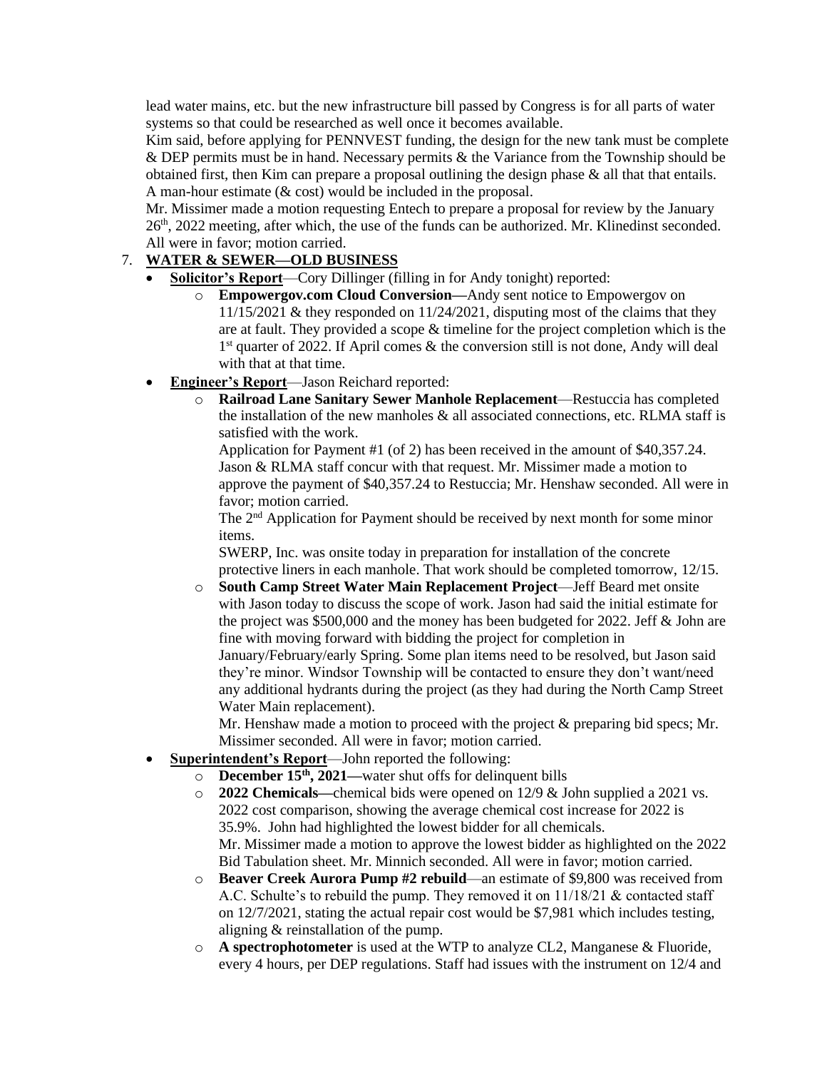lead water mains, etc. but the new infrastructure bill passed by Congress is for all parts of water systems so that could be researched as well once it becomes available.

Kim said, before applying for PENNVEST funding, the design for the new tank must be complete & DEP permits must be in hand. Necessary permits & the Variance from the Township should be obtained first, then Kim can prepare a proposal outlining the design phase & all that that entails. A man-hour estimate (& cost) would be included in the proposal.

Mr. Missimer made a motion requesting Entech to prepare a proposal for review by the January 26th, 2022 meeting, after which, the use of the funds can be authorized. Mr. Klinedinst seconded. All were in favor; motion carried.

7. **WATER & SEWER—OLD BUSINESS**
   - **Solicitor's Report**—Cory Dillinger (filling in for Andy tonight) reported:
     - **Empowergov.com Cloud Conversion—**Andy sent notice to Empowergov on 11/15/2021 & they responded on 11/24/2021, disputing most of the claims that they are at fault. They provided a scope & timeline for the project completion which is the 1st quarter of 2022. If April comes & the conversion still is not done, Andy will deal with that at that time.
   - **Engineer's Report**—Jason Reichard reported:
     - **Railroad Lane Sanitary Sewer Manhole Replacement**—Restuccia has completed the installation of the new manholes & all associated connections, etc. RLMA staff is satisfied with the work.

       Application for Payment #1 (of 2) has been received in the amount of $40,357.24. Jason & RLMA staff concur with that request. Mr. Missimer made a motion to approve the payment of $40,357.24 to Restuccia; Mr. Henshaw seconded. All were in favor; motion carried.

       The 2nd Application for Payment should be received by next month for some minor items.

       SWERP, Inc. was onsite today in preparation for installation of the concrete protective liners in each manhole. That work should be completed tomorrow, 12/15.
     - **South Camp Street Water Main Replacement Project**—Jeff Beard met onsite with Jason today to discuss the scope of work. Jason had said the initial estimate for the project was $500,000 and the money has been budgeted for 2022. Jeff & John are fine with moving forward with bidding the project for completion in January/February/early Spring. Some plan items need to be resolved, but Jason said they're minor. Windsor Township will be contacted to ensure they don't want/need any additional hydrants during the project (as they had during the North Camp Street Water Main replacement).

       Mr. Henshaw made a motion to proceed with the project & preparing bid specs; Mr. Missimer seconded. All were in favor; motion carried.
   - **Superintendent's Report**—John reported the following:
     - **December 15th, 2021—**water shut offs for delinquent bills
     - **2022 Chemicals—**chemical bids were opened on 12/9 & John supplied a 2021 vs. 2022 cost comparison, showing the average chemical cost increase for 2022 is 35.9%. John had highlighted the lowest bidder for all chemicals.

       Mr. Missimer made a motion to approve the lowest bidder as highlighted on the 2022 Bid Tabulation sheet. Mr. Minnich seconded. All were in favor; motion carried.
     - **Beaver Creek Aurora Pump #2 rebuild**—an estimate of $9,800 was received from A.C. Schulte's to rebuild the pump. They removed it on 11/18/21 & contacted staff on 12/7/2021, stating the actual repair cost would be $7,981 which includes testing, aligning & reinstallation of the pump.
     - **A spectrophotometer** is used at the WTP to analyze CL2, Manganese & Fluoride, every 4 hours, per DEP regulations. Staff had issues with the instrument on 12/4 and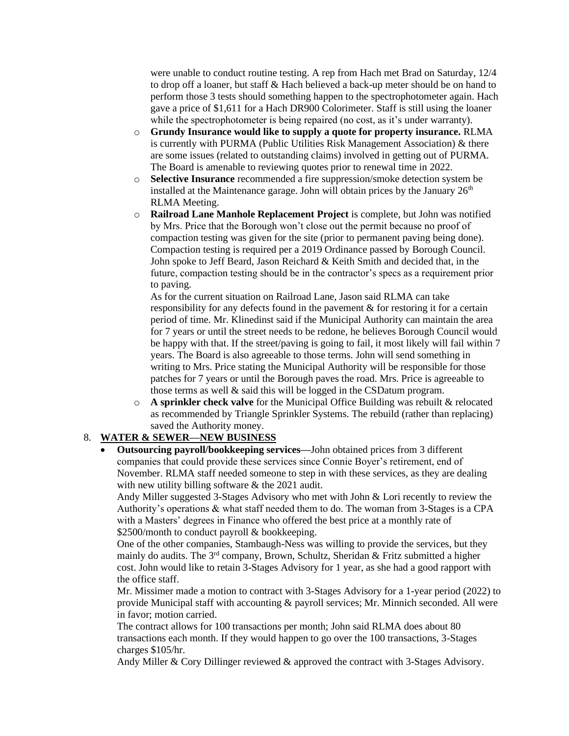were unable to conduct routine testing. A rep from Hach met Brad on Saturday, 12/4 to drop off a loaner, but staff & Hach believed a back-up meter should be on hand to perform those 3 tests should something happen to the spectrophotometer again. Hach gave a price of $1,611 for a Hach DR900 Colorimeter. Staff is still using the loaner while the spectrophotometer is being repaired (no cost, as it's under warranty).

- **Grundy Insurance would like to supply a quote for property insurance.** RLMA is currently with PURMA (Public Utilities Risk Management Association) & there are some issues (related to outstanding claims) involved in getting out of PURMA. The Board is amenable to reviewing quotes prior to renewal time in 2022.
- **Selective Insurance** recommended a fire suppression/smoke detection system be installed at the Maintenance garage. John will obtain prices by the January 26th RLMA Meeting.
- **Railroad Lane Manhole Replacement Project** is complete, but John was notified by Mrs. Price that the Borough won't close out the permit because no proof of compaction testing was given for the site (prior to permanent paving being done). Compaction testing is required per a 2019 Ordinance passed by Borough Council. John spoke to Jeff Beard, Jason Reichard & Keith Smith and decided that, in the future, compaction testing should be in the contractor's specs as a requirement prior to paving.

  As for the current situation on Railroad Lane, Jason said RLMA can take responsibility for any defects found in the pavement & for restoring it for a certain period of time. Mr. Klinedinst said if the Municipal Authority can maintain the area for 7 years or until the street needs to be redone, he believes Borough Council would be happy with that. If the street/paving is going to fail, it most likely will fail within 7 years. The Board is also agreeable to those terms. John will send something in writing to Mrs. Price stating the Municipal Authority will be responsible for those patches for 7 years or until the Borough paves the road. Mrs. Price is agreeable to those terms as well & said this will be logged in the CSDatum program.
- **A sprinkler check valve** for the Municipal Office Building was rebuilt & relocated as recommended by Triangle Sprinkler Systems. The rebuild (rather than replacing) saved the Authority money.

8. **WATER & SEWER—NEW BUSINESS**

- **Outsourcing payroll/bookkeeping services—**John obtained prices from 3 different companies that could provide these services since Connie Boyer's retirement, end of November. RLMA staff needed someone to step in with these services, as they are dealing with new utility billing software & the 2021 audit.

  Andy Miller suggested 3-Stages Advisory who met with John & Lori recently to review the Authority's operations & what staff needed them to do. The woman from 3-Stages is a CPA with a Masters' degrees in Finance who offered the best price at a monthly rate of $2500/month to conduct payroll & bookkeeping.

  One of the other companies, Stambaugh-Ness was willing to provide the services, but they mainly do audits. The 3rd company, Brown, Schultz, Sheridan & Fritz submitted a higher cost. John would like to retain 3-Stages Advisory for 1 year, as she had a good rapport with the office staff.

  Mr. Missimer made a motion to contract with 3-Stages Advisory for a 1-year period (2022) to provide Municipal staff with accounting & payroll services; Mr. Minnich seconded. All were in favor; motion carried.

  The contract allows for 100 transactions per month; John said RLMA does about 80 transactions each month. If they would happen to go over the 100 transactions, 3-Stages charges $105/hr.

  Andy Miller & Cory Dillinger reviewed & approved the contract with 3-Stages Advisory.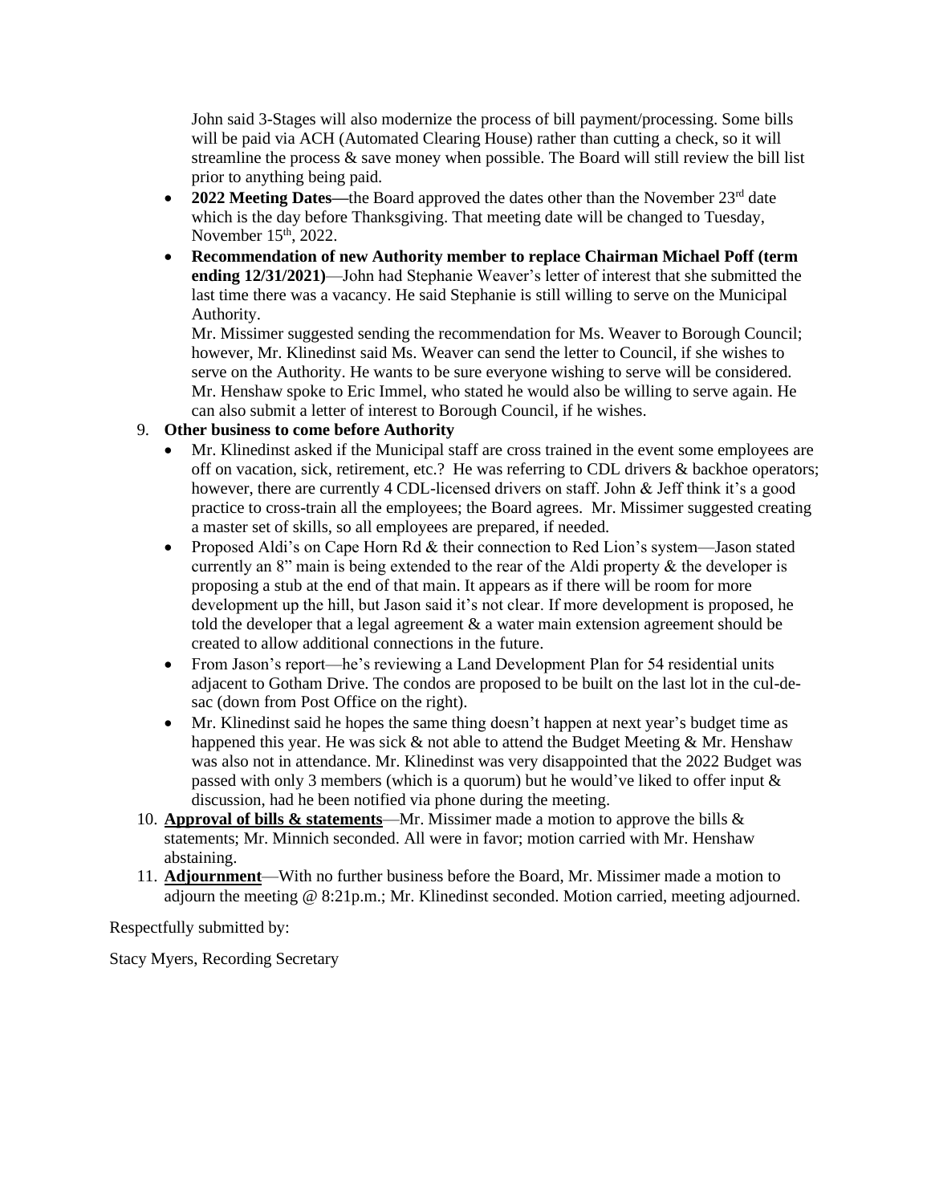John said 3-Stages will also modernize the process of bill payment/processing. Some bills will be paid via ACH (Automated Clearing House) rather than cutting a check, so it will streamline the process & save money when possible. The Board will still review the bill list prior to anything being paid.

- **2022 Meeting Dates—**the Board approved the dates other than the November 23rd date which is the day before Thanksgiving. That meeting date will be changed to Tuesday, November 15th, 2022.
- **Recommendation of new Authority member to replace Chairman Michael Poff (term ending 12/31/2021)**—John had Stephanie Weaver's letter of interest that she submitted the last time there was a vacancy. He said Stephanie is still willing to serve on the Municipal Authority.
  Mr. Missimer suggested sending the recommendation for Ms. Weaver to Borough Council; however, Mr. Klinedinst said Ms. Weaver can send the letter to Council, if she wishes to serve on the Authority. He wants to be sure everyone wishing to serve will be considered. Mr. Henshaw spoke to Eric Immel, who stated he would also be willing to serve again. He can also submit a letter of interest to Borough Council, if he wishes.

9. **Other business to come before Authority**
   - Mr. Klinedinst asked if the Municipal staff are cross trained in the event some employees are off on vacation, sick, retirement, etc.? He was referring to CDL drivers & backhoe operators; however, there are currently 4 CDL-licensed drivers on staff. John & Jeff think it's a good practice to cross-train all the employees; the Board agrees. Mr. Missimer suggested creating a master set of skills, so all employees are prepared, if needed.
   - Proposed Aldi's on Cape Horn Rd & their connection to Red Lion's system—Jason stated currently an 8" main is being extended to the rear of the Aldi property & the developer is proposing a stub at the end of that main. It appears as if there will be room for more development up the hill, but Jason said it's not clear. If more development is proposed, he told the developer that a legal agreement & a water main extension agreement should be created to allow additional connections in the future.
   - From Jason's report—he's reviewing a Land Development Plan for 54 residential units adjacent to Gotham Drive. The condos are proposed to be built on the last lot in the cul-de-sac (down from Post Office on the right).
   - Mr. Klinedinst said he hopes the same thing doesn't happen at next year's budget time as happened this year. He was sick & not able to attend the Budget Meeting & Mr. Henshaw was also not in attendance. Mr. Klinedinst was very disappointed that the 2022 Budget was passed with only 3 members (which is a quorum) but he would've liked to offer input & discussion, had he been notified via phone during the meeting.
10. **Approval of bills & statements**—Mr. Missimer made a motion to approve the bills & statements; Mr. Minnich seconded. All were in favor; motion carried with Mr. Henshaw abstaining.
11. **Adjournment**—With no further business before the Board, Mr. Missimer made a motion to adjourn the meeting @ 8:21p.m.; Mr. Klinedinst seconded. Motion carried, meeting adjourned.

Respectfully submitted by:

Stacy Myers, Recording Secretary